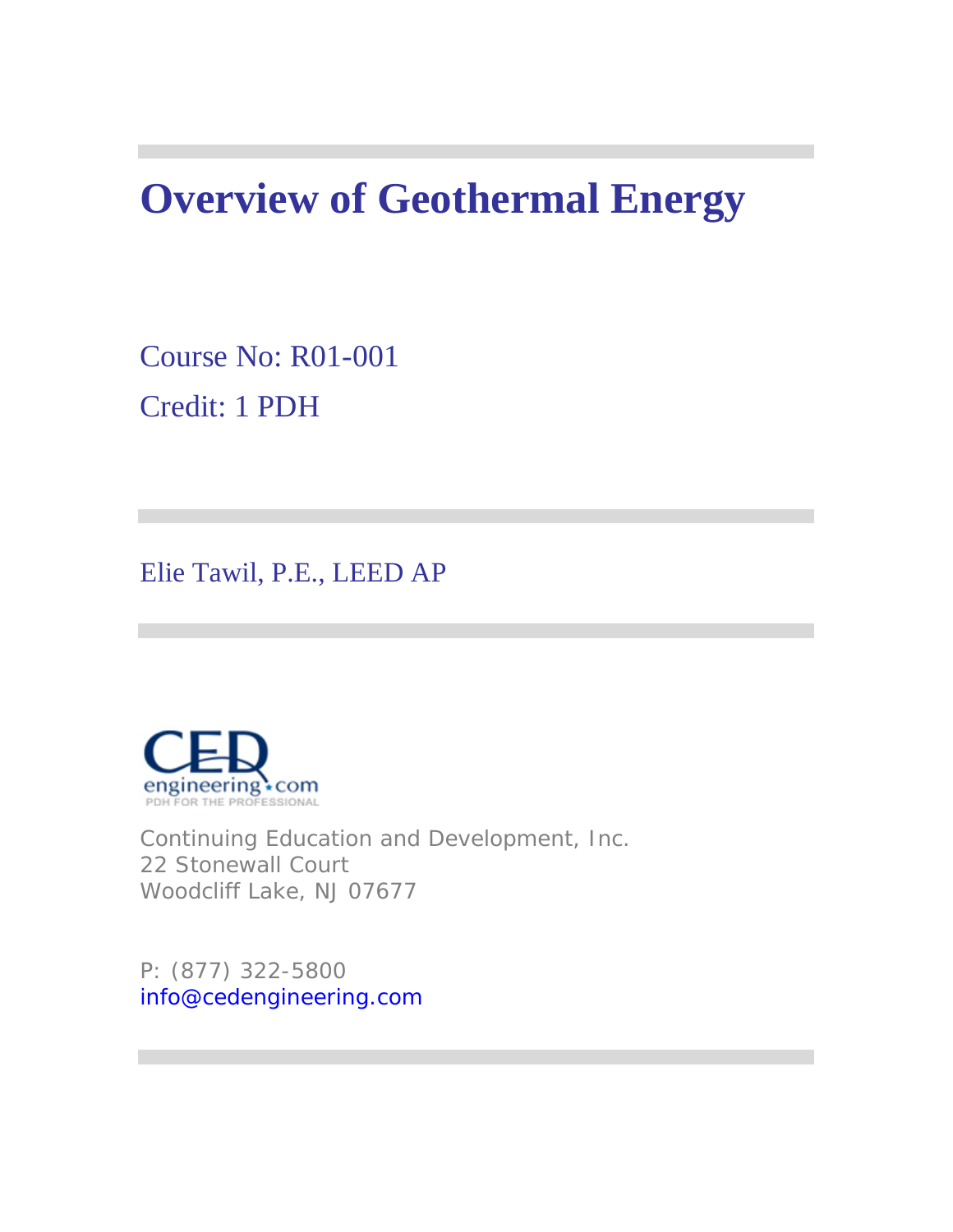# Overview of Geothermal Energy

Course No: R01-001

Credit: 1 PDH

Elie Tawil, P.E., LEED AP

Continuing Education and Development, Inc.
22 Stonewall Court
Woodcliff Lake, NJ 07677

P: (877) 322-5800
info@cedengineering.com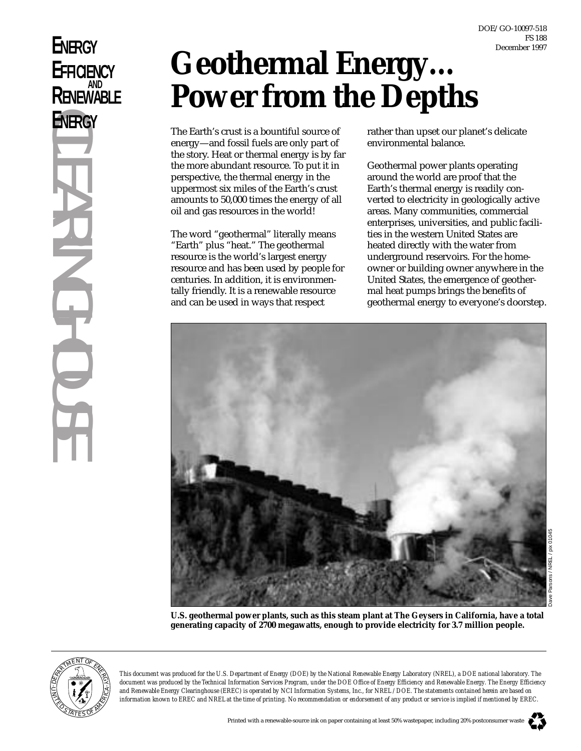DOE/GO-10097-518
FS 188
December 1997

**ENERGY EFFICIENCY AND RENEWABLE ENERGY CLEARINGHOUSE**

# Geothermal Energy… Power from the Depths

The Earth's crust is a bountiful source of energy—and fossil fuels are only part of the story. Heat or thermal energy is by far the more abundant resource. To put it in perspective, the thermal energy in the uppermost six miles of the Earth's crust amounts to 50,000 times the energy of all oil and gas resources in the world!

The word "geothermal" literally means "Earth" plus "heat." The geothermal resource is the world's largest energy resource and has been used by people for centuries. In addition, it is environmentally friendly. It is a renewable resource and can be used in ways that respect rather than upset our planet's delicate environmental balance.

Geothermal power plants operating around the world are proof that the Earth's thermal energy is readily converted to electricity in geologically active areas. Many communities, commercial enterprises, universities, and public facilities in the western United States are heated directly with the water from underground reservoirs. For the homeowner or building owner anywhere in the United States, the emergence of geothermal heat pumps brings the benefits of geothermal energy to everyone's doorstep.

Dave Parsons / NREL / pix 01045

**U.S. geothermal power plants, such as this steam plant at The Geysers in California, have a total generating capacity of 2700 megawatts, enough to provide electricity for 3.7 million people.**

*This document was produced for the U.S. Department of Energy (DOE) by the National Renewable Energy Laboratory (NREL), a DOE national laboratory. The document was produced by the Technical Information Services Program, under the DOE Office of Energy Efficiency and Renewable Energy. The Energy Efficiency and Renewable Energy Clearinghouse (EREC) is operated by NCI Information Systems, Inc., for NREL / DOE. The statements contained herein are based on information known to EREC and NREL at the time of printing. No recommendation or endorsement of any product or service is implied if mentioned by EREC.*

Printed with a renewable-source ink on paper containing at least 50% wastepaper, including 20% postconsumer waste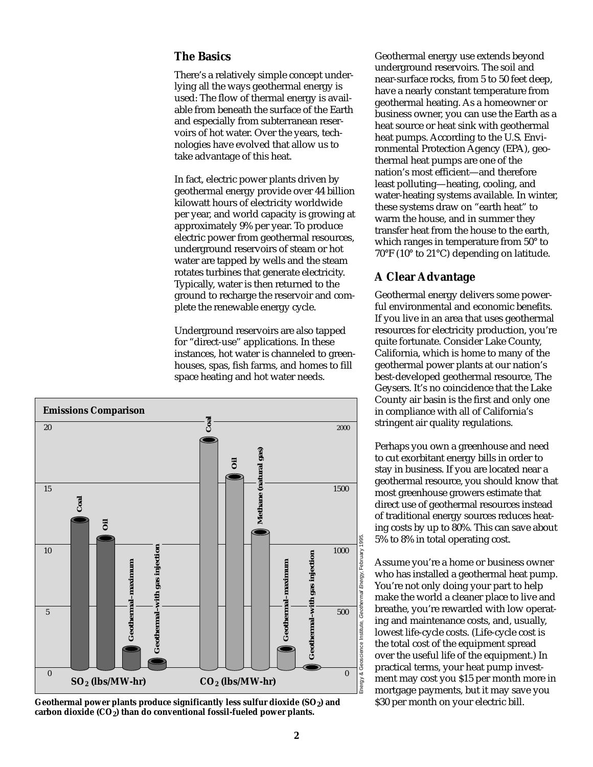## The Basics

There's a relatively simple concept underlying all the ways geothermal energy is used: The flow of thermal energy is available from beneath the surface of the Earth and especially from subterranean reservoirs of hot water. Over the years, technologies have evolved that allow us to take advantage of this heat.

In fact, electric power plants driven by geothermal energy provide over 44 billion kilowatt hours of electricity worldwide per year, and world capacity is growing at approximately 9% per year. To produce electric power from geothermal resources, underground reservoirs of steam or hot water are tapped by wells and the steam rotates turbines that generate electricity. Typically, water is then returned to the ground to recharge the reservoir and complete the renewable energy cycle.

Underground reservoirs are also tapped for "direct-use" applications. In these instances, hot water is channeled to greenhouses, spas, fish farms, and homes to fill space heating and hot water needs.

**Emissions Comparison**

20
15
10
5
0

2000
1500
1000
500
0

Coal
Oil
Geothermal–maximum
Geothermal–with gas injection
Coal
Oil
Methane (natural gas)
Geothermal–maximum
Geothermal–with gas injection

$SO_2$ (lbs/MW-hr)
$CO_2$ (lbs/MW-hr)

Energy & Geoscience Institute, *Geothermal Energy*, February 1995.

**Geothermal power plants produce significantly less sulfur dioxide ($SO_2$) and carbon dioxide ($CO_2$) than do conventional fossil-fueled power plants.**

Geothermal energy use extends beyond underground reservoirs. The soil and near-surface rocks, from 5 to 50 feet deep, have a nearly constant temperature from geothermal heating. As a homeowner or business owner, you can use the Earth as a heat source or heat sink with geothermal heat pumps. According to the U.S. Environmental Protection Agency (EPA), geothermal heat pumps are one of the nation's most efficient—and therefore least polluting—heating, cooling, and water-heating systems available. In winter, these systems draw on "earth heat" to warm the house, and in summer they transfer heat from the house to the earth, which ranges in temperature from 50° to 70°F (10° to 21°C) depending on latitude.

## A Clear Advantage

Geothermal energy delivers some powerful environmental and economic benefits. If you live in an area that uses geothermal resources for electricity production, you're quite fortunate. Consider Lake County, California, which is home to many of the geothermal power plants at our nation's best-developed geothermal resource, The Geysers. It's no coincidence that the Lake County air basin is the first and only one in compliance with all of California's stringent air quality regulations.

Perhaps you own a greenhouse and need to cut exorbitant energy bills in order to stay in business. If you are located near a geothermal resource, you should know that most greenhouse growers estimate that direct use of geothermal resources instead of traditional energy sources reduces heating costs by up to 80%. This can save about 5% to 8% in total operating cost.

Assume you're a home or business owner who has installed a geothermal heat pump. You're not only doing your part to help make the world a cleaner place to live and breathe, you're rewarded with low operating and maintenance costs, and, usually, lowest life-cycle costs. (Life-cycle cost is the total cost of the equipment spread over the useful life of the equipment.) In practical terms, your heat pump investment may cost you $15 per month more in mortgage payments, but it may save you $30 per month on your electric bill.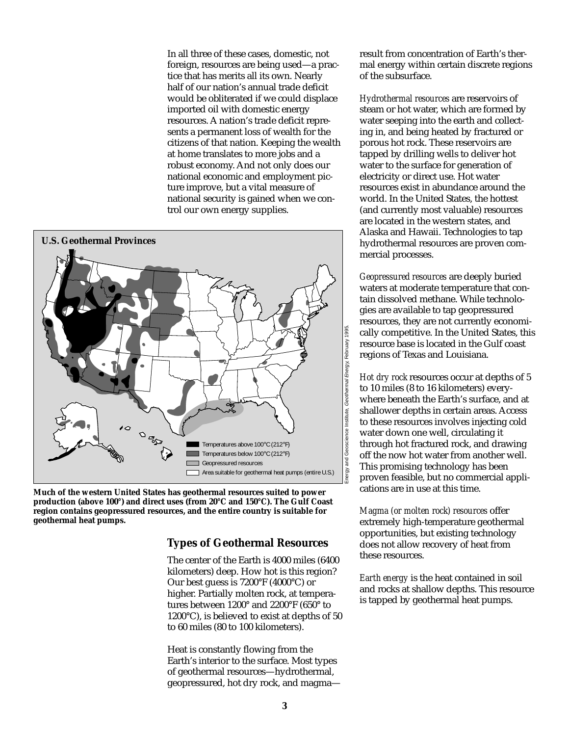In all three of these cases, domestic, not foreign, resources are being used—a practice that has merits all its own. Nearly half of our nation's annual trade deficit would be obliterated if we could displace imported oil with domestic energy resources. A nation's trade deficit represents a permanent loss of wealth for the citizens of that nation. Keeping the wealth at home translates to more jobs and a robust economy. And not only does our national economic and employment picture improve, but a vital measure of national security is gained when we control our own energy supplies.

**U.S. Geothermal Provinces**

Temperatures above 100°C (212°F)
Temperatures below 100°C (212°F)
Geopressured resources
Area suitable for geothermal heat pumps (entire U.S.)

Energy and Geoscience Institute, *Geothermal Energy*, February 1995.

**Much of the western United States has geothermal resources suited to power production (above 100°) and direct uses (from 20°C and 150°C). The Gulf Coast region contains geopressured resources, and the entire country is suitable for geothermal heat pumps.**

## Types of Geothermal Resources

The center of the Earth is 4000 miles (6400 kilometers) deep. How hot is this region? Our best guess is 7200°F (4000°C) or higher. Partially molten rock, at temperatures between 1200° and 2200°F (650° to 1200°C), is believed to exist at depths of 50 to 60 miles (80 to 100 kilometers).

Heat is constantly flowing from the Earth's interior to the surface. Most types of geothermal resources—hydrothermal, geopressured, hot dry rock, and magma—result from concentration of Earth's thermal energy within certain discrete regions of the subsurface.

*Hydrothermal resources* are reservoirs of steam or hot water, which are formed by water seeping into the earth and collecting in, and being heated by fractured or porous hot rock. These reservoirs are tapped by drilling wells to deliver hot water to the surface for generation of electricity or direct use. Hot water resources exist in abundance around the world. In the United States, the hottest (and currently most valuable) resources are located in the western states, and Alaska and Hawaii. Technologies to tap hydrothermal resources are proven commercial processes.

*Geopressured resources* are deeply buried waters at moderate temperature that contain dissolved methane. While technologies are available to tap geopressured resources, they are not currently economically competitive. In the United States, this resource base is located in the Gulf coast regions of Texas and Louisiana.

*Hot dry rock* resources occur at depths of 5 to 10 miles (8 to 16 kilometers) everywhere beneath the Earth's surface, and at shallower depths in certain areas. Access to these resources involves injecting cold water down one well, circulating it through hot fractured rock, and drawing off the now hot water from another well. This promising technology has been proven feasible, but no commercial applications are in use at this time.

*Magma (or molten rock) resources* offer extremely high-temperature geothermal opportunities, but existing technology does not allow recovery of heat from these resources.

*Earth energy* is the heat contained in soil and rocks at shallow depths. This resource is tapped by geothermal heat pumps.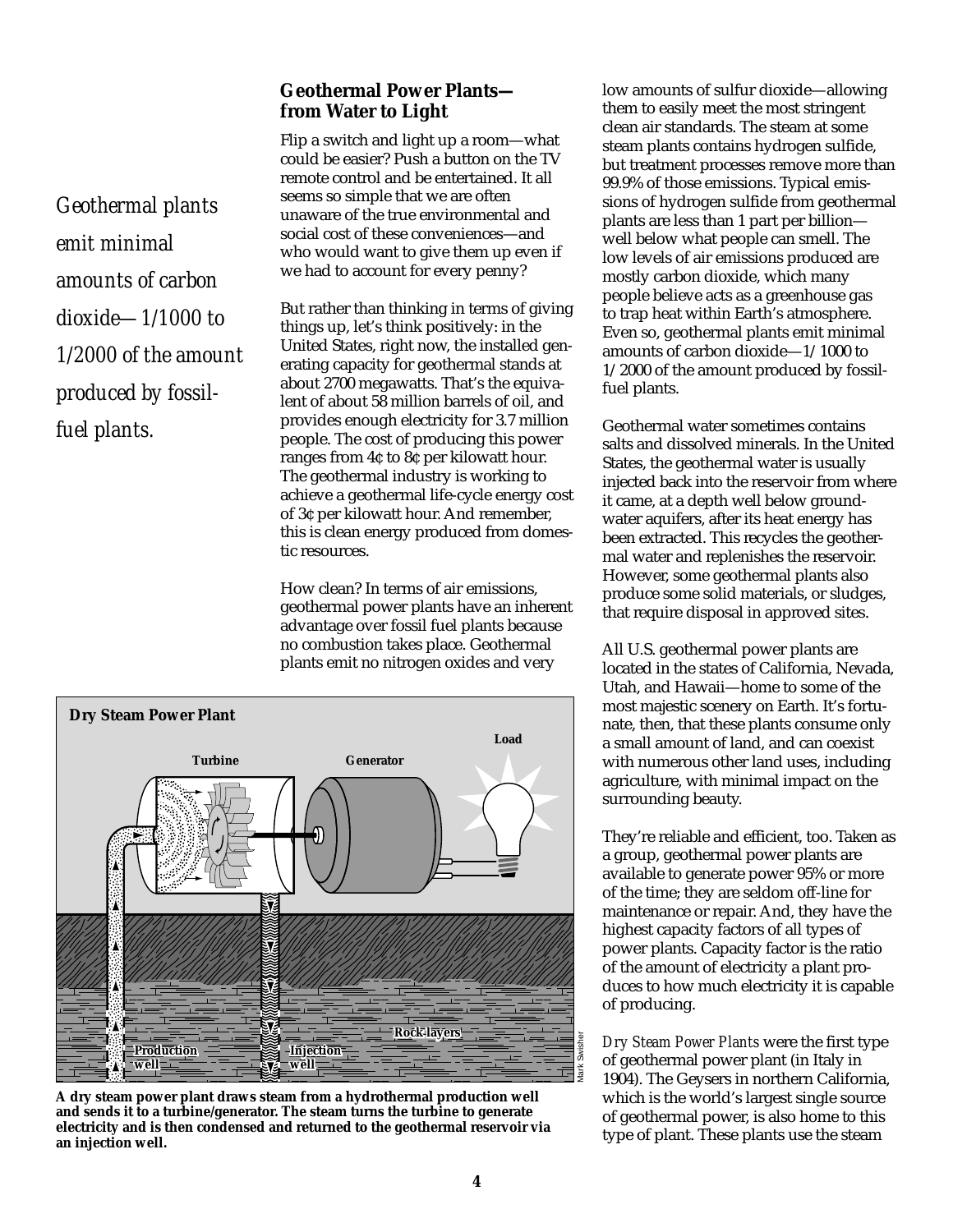*Geothermal plants emit minimal amounts of carbon dioxide—1/1000 to 1/2000 of the amount produced by fossil-fuel plants.*

## Geothermal Power Plants—from Water to Light

Flip a switch and light up a room—what could be easier? Push a button on the TV remote control and be entertained. It all seems so simple that we are often unaware of the true environmental and social cost of these conveniences—and who would want to give them up even if we had to account for every penny?

But rather than thinking in terms of giving things up, let's think positively: in the United States, right now, the installed generating capacity for geothermal stands at about 2700 megawatts. That's the equivalent of about 58 million barrels of oil, and provides enough electricity for 3.7 million people. The cost of producing this power ranges from 4¢ to 8¢ per kilowatt hour. The geothermal industry is working to achieve a geothermal life-cycle energy cost of 3¢ per kilowatt hour. And remember, this is clean energy produced from domestic resources.

How clean? In terms of air emissions, geothermal power plants have an inherent advantage over fossil fuel plants because no combustion takes place. Geothermal plants emit no nitrogen oxides and very low amounts of sulfur dioxide—allowing them to easily meet the most stringent clean air standards. The steam at some steam plants contains hydrogen sulfide, but treatment processes remove more than 99.9% of those emissions. Typical emissions of hydrogen sulfide from geothermal plants are less than 1 part per billion—well below what people can smell. The low levels of air emissions produced are mostly carbon dioxide, which many people believe acts as a greenhouse gas to trap heat within Earth's atmosphere. Even so, geothermal plants emit minimal amounts of carbon dioxide—1/1000 to 1/2000 of the amount produced by fossil-fuel plants.

Geothermal water sometimes contains salts and dissolved minerals. In the United States, the geothermal water is usually injected back into the reservoir from where it came, at a depth well below groundwater aquifers, after its heat energy has been extracted. This recycles the geothermal water and replenishes the reservoir. However, some geothermal plants also produce some solid materials, or sludges, that require disposal in approved sites.

All U.S. geothermal power plants are located in the states of California, Nevada, Utah, and Hawaii—home to some of the most majestic scenery on Earth. It's fortunate, then, that these plants consume only a small amount of land, and can coexist with numerous other land uses, including agriculture, with minimal impact on the surrounding beauty.

They're reliable and efficient, too. Taken as a group, geothermal power plants are available to generate power 95% or more of the time; they are seldom off-line for maintenance or repair. And, they have the highest capacity factors of all types of power plants. Capacity factor is the ratio of the amount of electricity a plant produces to how much electricity it is capable of producing.

**Dry Steam Power Plant**

Turbine · Generator · Load · Production well · Injection well · Rock layers

Mark Swisher

**A dry steam power plant draws steam from a hydrothermal production well and sends it to a turbine/generator. The steam turns the turbine to generate electricity and is then condensed and returned to the geothermal reservoir via an injection well.**

*Dry Steam Power Plants* were the first type of geothermal power plant (in Italy in 1904). The Geysers in northern California, which is the world's largest single source of geothermal power, is also home to this type of plant. These plants use the steam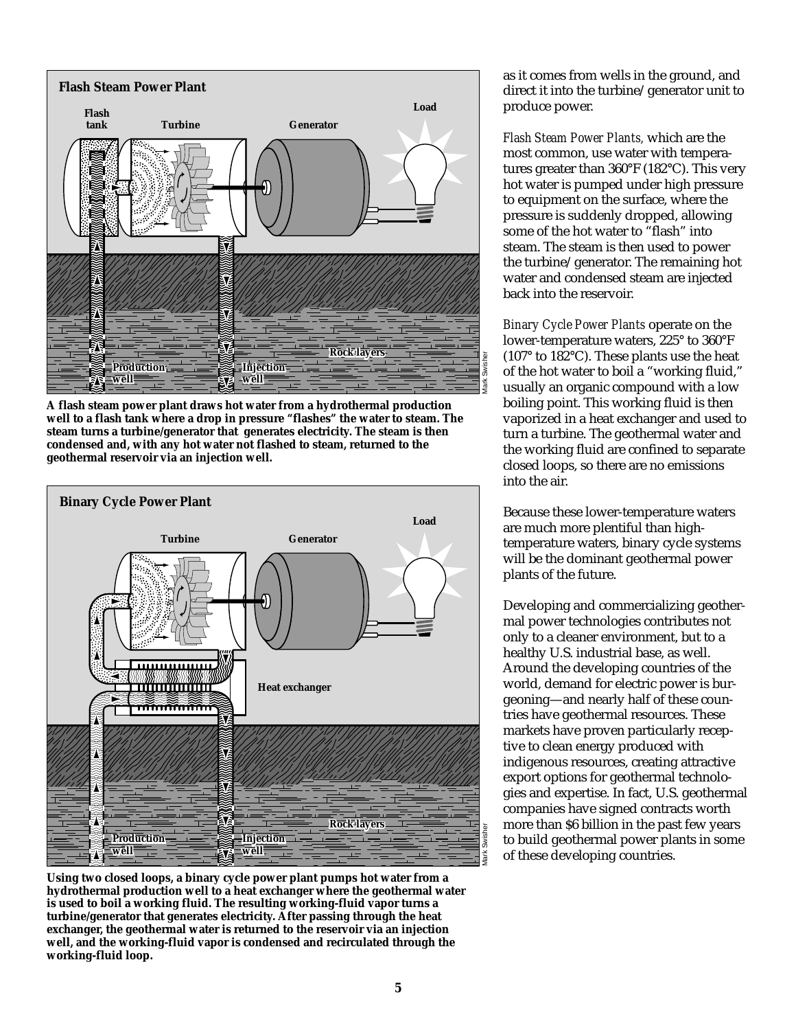**Flash Steam Power Plant**

A flash steam power plant draws hot water from a hydrothermal production well to a flash tank where a drop in pressure "flashes" the water to steam. The steam turns a turbine/generator that generates electricity. The steam is then condensed and, with any hot water not flashed to steam, returned to the geothermal reservoir via an injection well.

**Binary Cycle Power Plant**

Using two closed loops, a binary cycle power plant pumps hot water from a hydrothermal production well to a heat exchanger where the geothermal water is used to boil a working fluid. The resulting working-fluid vapor turns a turbine/generator that generates electricity. After passing through the heat exchanger, the geothermal water is returned to the reservoir via an injection well, and the working-fluid vapor is condensed and recirculated through the working-fluid loop.

as it comes from wells in the ground, and direct it into the turbine/generator unit to produce power.

*Flash Steam Power Plants,* which are the most common, use water with temperatures greater than 360°F (182°C). This very hot water is pumped under high pressure to equipment on the surface, where the pressure is suddenly dropped, allowing some of the hot water to "flash" into steam. The steam is then used to power the turbine/generator. The remaining hot water and condensed steam are injected back into the reservoir.

*Binary Cycle Power Plants* operate on the lower-temperature waters, 225° to 360°F (107° to 182°C). These plants use the heat of the hot water to boil a "working fluid," usually an organic compound with a low boiling point. This working fluid is then vaporized in a heat exchanger and used to turn a turbine. The geothermal water and the working fluid are confined to separate closed loops, so there are no emissions into the air.

Because these lower-temperature waters are much more plentiful than high-temperature waters, binary cycle systems will be the dominant geothermal power plants of the future.

Developing and commercializing geothermal power technologies contributes not only to a cleaner environment, but to a healthy U.S. industrial base, as well. Around the developing countries of the world, demand for electric power is burgeoning—and nearly half of these countries have geothermal resources. These markets have proven particularly receptive to clean energy produced with indigenous resources, creating attractive export options for geothermal technologies and expertise. In fact, U.S. geothermal companies have signed contracts worth more than $6 billion in the past few years to build geothermal power plants in some of these developing countries.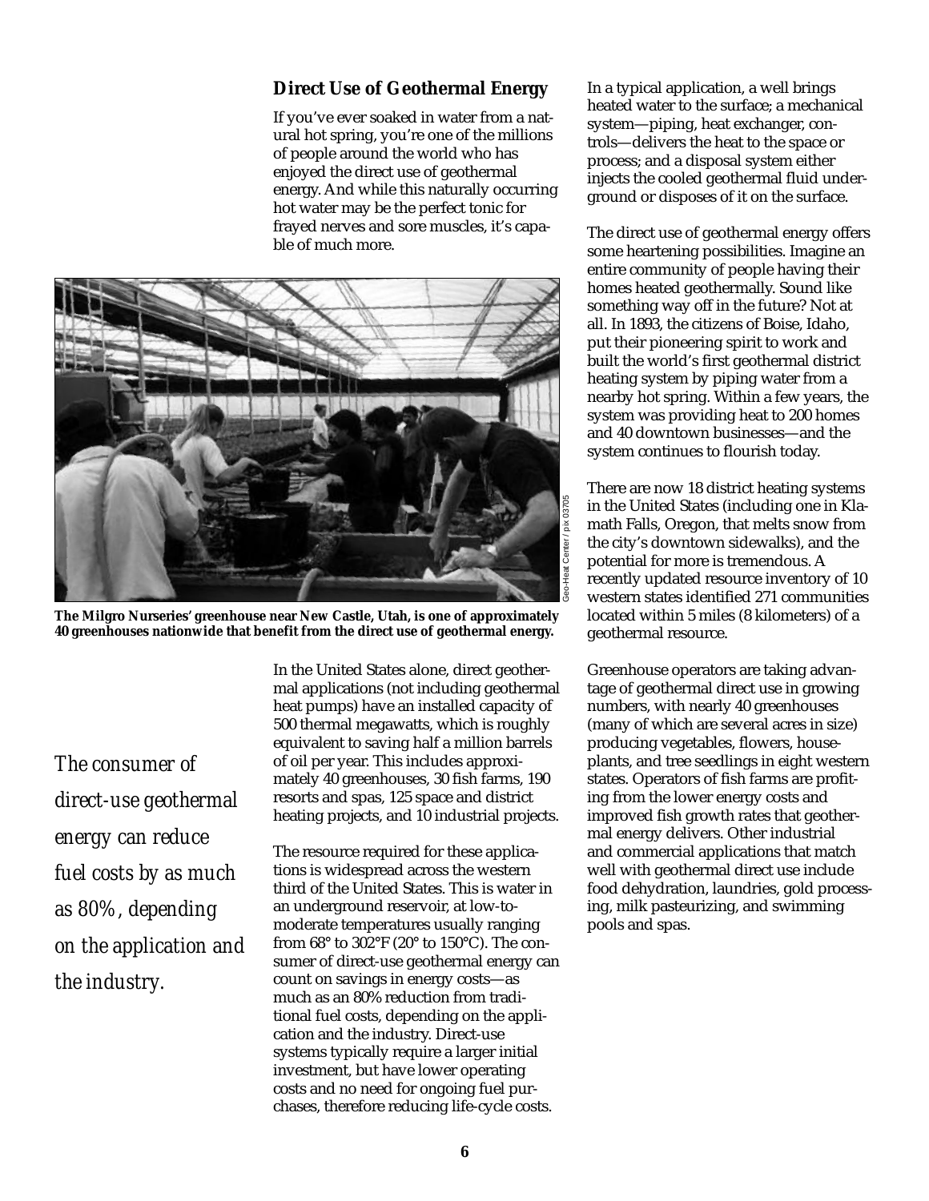## Direct Use of Geothermal Energy

If you've ever soaked in water from a natural hot spring, you're one of the millions of people around the world who has enjoyed the direct use of geothermal energy. And while this naturally occurring hot water may be the perfect tonic for frayed nerves and sore muscles, it's capable of much more.

**The Milgro Nurseries' greenhouse near New Castle, Utah, is one of approximately 40 greenhouses nationwide that benefit from the direct use of geothermal energy.**

*The consumer of direct-use geothermal energy can reduce fuel costs by as much as 80%, depending on the application and the industry.*

In the United States alone, direct geothermal applications (not including geothermal heat pumps) have an installed capacity of 500 thermal megawatts, which is roughly equivalent to saving half a million barrels of oil per year. This includes approximately 40 greenhouses, 30 fish farms, 190 resorts and spas, 125 space and district heating projects, and 10 industrial projects.

The resource required for these applications is widespread across the western third of the United States. This is water in an underground reservoir, at low-to-moderate temperatures usually ranging from 68° to 302°F (20° to 150°C). The consumer of direct-use geothermal energy can count on savings in energy costs—as much as an 80% reduction from traditional fuel costs, depending on the application and the industry. Direct-use systems typically require a larger initial investment, but have lower operating costs and no need for ongoing fuel purchases, therefore reducing life-cycle costs.

In a typical application, a well brings heated water to the surface; a mechanical system—piping, heat exchanger, controls—delivers the heat to the space or process; and a disposal system either injects the cooled geothermal fluid underground or disposes of it on the surface.

The direct use of geothermal energy offers some heartening possibilities. Imagine an entire community of people having their homes heated geothermally. Sound like something way off in the future? Not at all. In 1893, the citizens of Boise, Idaho, put their pioneering spirit to work and built the world's first geothermal district heating system by piping water from a nearby hot spring. Within a few years, the system was providing heat to 200 homes and 40 downtown businesses—and the system continues to flourish today.

There are now 18 district heating systems in the United States (including one in Klamath Falls, Oregon, that melts snow from the city's downtown sidewalks), and the potential for more is tremendous. A recently updated resource inventory of 10 western states identified 271 communities located within 5 miles (8 kilometers) of a geothermal resource.

Greenhouse operators are taking advantage of geothermal direct use in growing numbers, with nearly 40 greenhouses (many of which are several acres in size) producing vegetables, flowers, houseplants, and tree seedlings in eight western states. Operators of fish farms are profiting from the lower energy costs and improved fish growth rates that geothermal energy delivers. Other industrial and commercial applications that match well with geothermal direct use include food dehydration, laundries, gold processing, milk pasteurizing, and swimming pools and spas.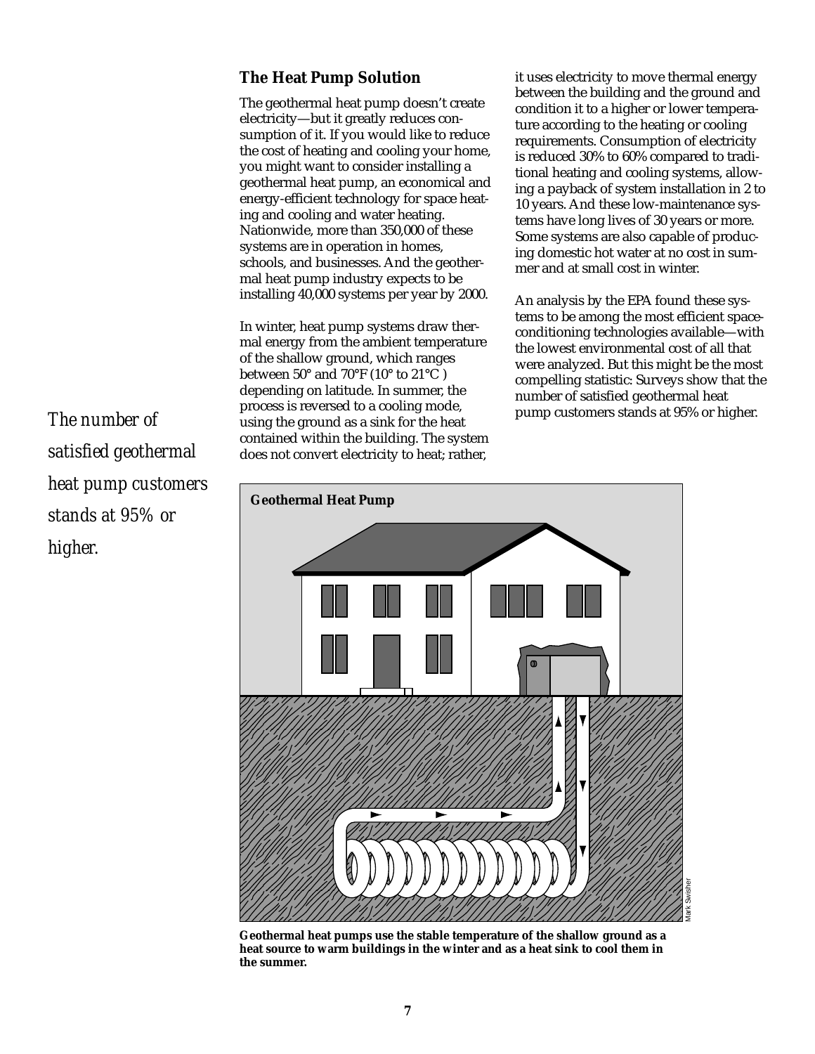## The Heat Pump Solution

The geothermal heat pump doesn't create electricity—but it greatly reduces consumption of it. If you would like to reduce the cost of heating and cooling your home, you might want to consider installing a geothermal heat pump, an economical and energy-efficient technology for space heating and cooling and water heating. Nationwide, more than 350,000 of these systems are in operation in homes, schools, and businesses. And the geothermal heat pump industry expects to be installing 40,000 systems per year by 2000.

In winter, heat pump systems draw thermal energy from the ambient temperature of the shallow ground, which ranges between 50° and 70°F (10° to 21°C ) depending on latitude. In summer, the process is reversed to a cooling mode, using the ground as a sink for the heat contained within the building. The system does not convert electricity to heat; rather, it uses electricity to move thermal energy between the building and the ground and condition it to a higher or lower temperature according to the heating or cooling requirements. Consumption of electricity is reduced 30% to 60% compared to traditional heating and cooling systems, allowing a payback of system installation in 2 to 10 years. And these low-maintenance systems have long lives of 30 years or more. Some systems are also capable of producing domestic hot water at no cost in summer and at small cost in winter.

An analysis by the EPA found these systems to be among the most efficient space-conditioning technologies available—with the lowest environmental cost of all that were analyzed. But this might be the most compelling statistic: Surveys show that the number of satisfied geothermal heat pump customers stands at 95% or higher.

*The number of satisfied geothermal heat pump customers stands at 95% or higher.*

**Geothermal Heat Pump**

Mark Swisher

**Geothermal heat pumps use the stable temperature of the shallow ground as a heat source to warm buildings in the winter and as a heat sink to cool them in the summer.**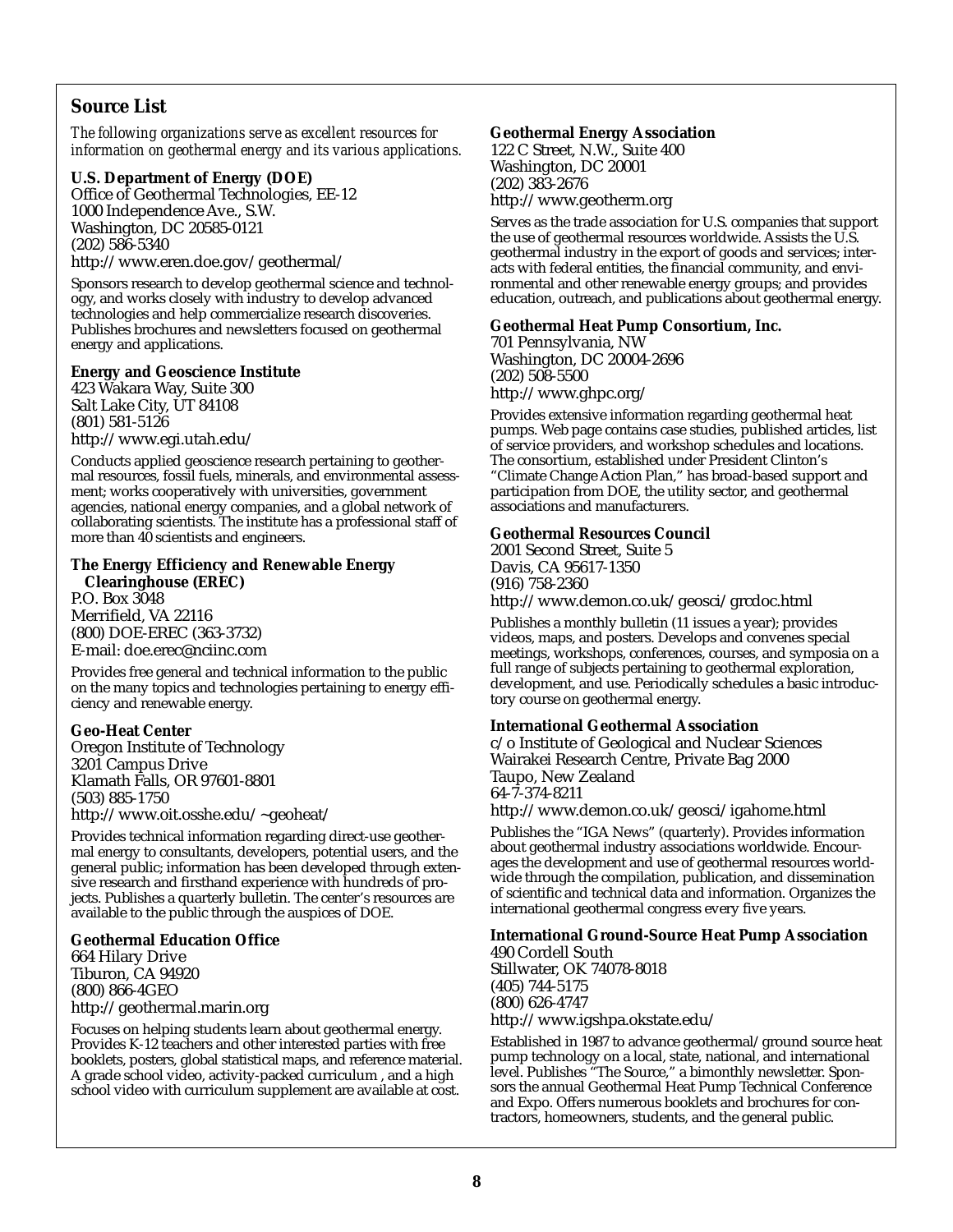## Source List

*The following organizations serve as excellent resources for information on geothermal energy and its various applications.*

**U.S. Department of Energy (DOE)**
Office of Geothermal Technologies, EE-12
1000 Independence Ave., S.W.
Washington, DC 20585-0121
(202) 586-5340
http://www.eren.doe.gov/geothermal/

Sponsors research to develop geothermal science and technology, and works closely with industry to develop advanced technologies and help commercialize research discoveries. Publishes brochures and newsletters focused on geothermal energy and applications.

**Energy and Geoscience Institute**
423 Wakara Way, Suite 300
Salt Lake City, UT 84108
(801) 581-5126
http://www.egi.utah.edu/

Conducts applied geoscience research pertaining to geothermal resources, fossil fuels, minerals, and environmental assessment; works cooperatively with universities, government agencies, national energy companies, and a global network of collaborating scientists. The institute has a professional staff of more than 40 scientists and engineers.

**The Energy Efficiency and Renewable Energy Clearinghouse (EREC)**
P.O. Box 3048
Merrifield, VA 22116
(800) DOE-EREC (363-3732)
E-mail: doe.erec@nciinc.com

Provides free general and technical information to the public on the many topics and technologies pertaining to energy efficiency and renewable energy.

**Geo-Heat Center**
Oregon Institute of Technology
3201 Campus Drive
Klamath Falls, OR 97601-8801
(503) 885-1750
http://www.oit.osshe.edu/~geoheat/

Provides technical information regarding direct-use geothermal energy to consultants, developers, potential users, and the general public; information has been developed through extensive research and firsthand experience with hundreds of projects. Publishes a quarterly bulletin. The center's resources are available to the public through the auspices of DOE.

**Geothermal Education Office**
664 Hilary Drive
Tiburon, CA 94920
(800) 866-4GEO
http://geothermal.marin.org

Focuses on helping students learn about geothermal energy. Provides K-12 teachers and other interested parties with free booklets, posters, global statistical maps, and reference material. A grade school video, activity-packed curriculum , and a high school video with curriculum supplement are available at cost.

**Geothermal Energy Association**
122 C Street, N.W., Suite 400
Washington, DC 20001
(202) 383-2676
http://www.geotherm.org

Serves as the trade association for U.S. companies that support the use of geothermal resources worldwide. Assists the U.S. geothermal industry in the export of goods and services; interacts with federal entities, the financial community, and environmental and other renewable energy groups; and provides education, outreach, and publications about geothermal energy.

**Geothermal Heat Pump Consortium, Inc.**
701 Pennsylvania, NW
Washington, DC 20004-2696
(202) 508-5500
http://www.ghpc.org/

Provides extensive information regarding geothermal heat pumps. Web page contains case studies, published articles, list of service providers, and workshop schedules and locations. The consortium, established under President Clinton's "Climate Change Action Plan," has broad-based support and participation from DOE, the utility sector, and geothermal associations and manufacturers.

**Geothermal Resources Council**
2001 Second Street, Suite 5
Davis, CA 95617-1350
(916) 758-2360
http://www.demon.co.uk/geosci/grcdoc.html

Publishes a monthly bulletin (11 issues a year); provides videos, maps, and posters. Develops and convenes special meetings, workshops, conferences, courses, and symposia on a full range of subjects pertaining to geothermal exploration, development, and use. Periodically schedules a basic introductory course on geothermal energy.

**International Geothermal Association**
c/o Institute of Geological and Nuclear Sciences
Wairakei Research Centre, Private Bag 2000
Taupo, New Zealand
64-7-374-8211
http://www.demon.co.uk/geosci/igahome.html

Publishes the "IGA News" (quarterly). Provides information about geothermal industry associations worldwide. Encourages the development and use of geothermal resources worldwide through the compilation, publication, and dissemination of scientific and technical data and information. Organizes the international geothermal congress every five years.

**International Ground-Source Heat Pump Association**
490 Cordell South
Stillwater, OK 74078-8018
(405) 744-5175
(800) 626-4747
http://www.igshpa.okstate.edu/

Established in 1987 to advance geothermal/ground source heat pump technology on a local, state, national, and international level. Publishes "The Source," a bimonthly newsletter. Sponsors the annual Geothermal Heat Pump Technical Conference and Expo. Offers numerous booklets and brochures for contractors, homeowners, students, and the general public.